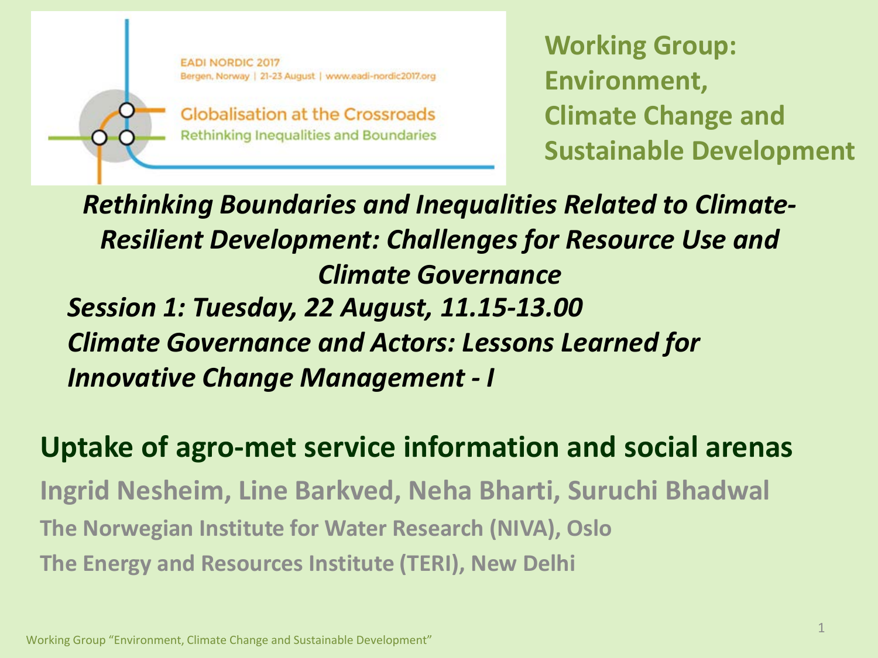EADI NORDIC 2017
Bergen, Norway | 21-23 August | www.eadi-nordic2017.org

Globalisation at the Crossroads
Rethinking Inequalities and Boundaries

**Working Group: Environment, Climate Change and Sustainable Development**

***Rethinking Boundaries and Inequalities Related to Climate-Resilient Development: Challenges for Resource Use and Climate Governance***

***Session 1: Tuesday, 22 August, 11.15-13.00***
***Climate Governance and Actors: Lessons Learned for Innovative Change Management - I***

# Uptake of agro-met service information and social arenas

**Ingrid Nesheim, Line Barkved, Neha Bharti, Suruchi Bhadwal**

**The Norwegian Institute for Water Research (NIVA), Oslo**

**The Energy and Resources Institute (TERI), New Delhi**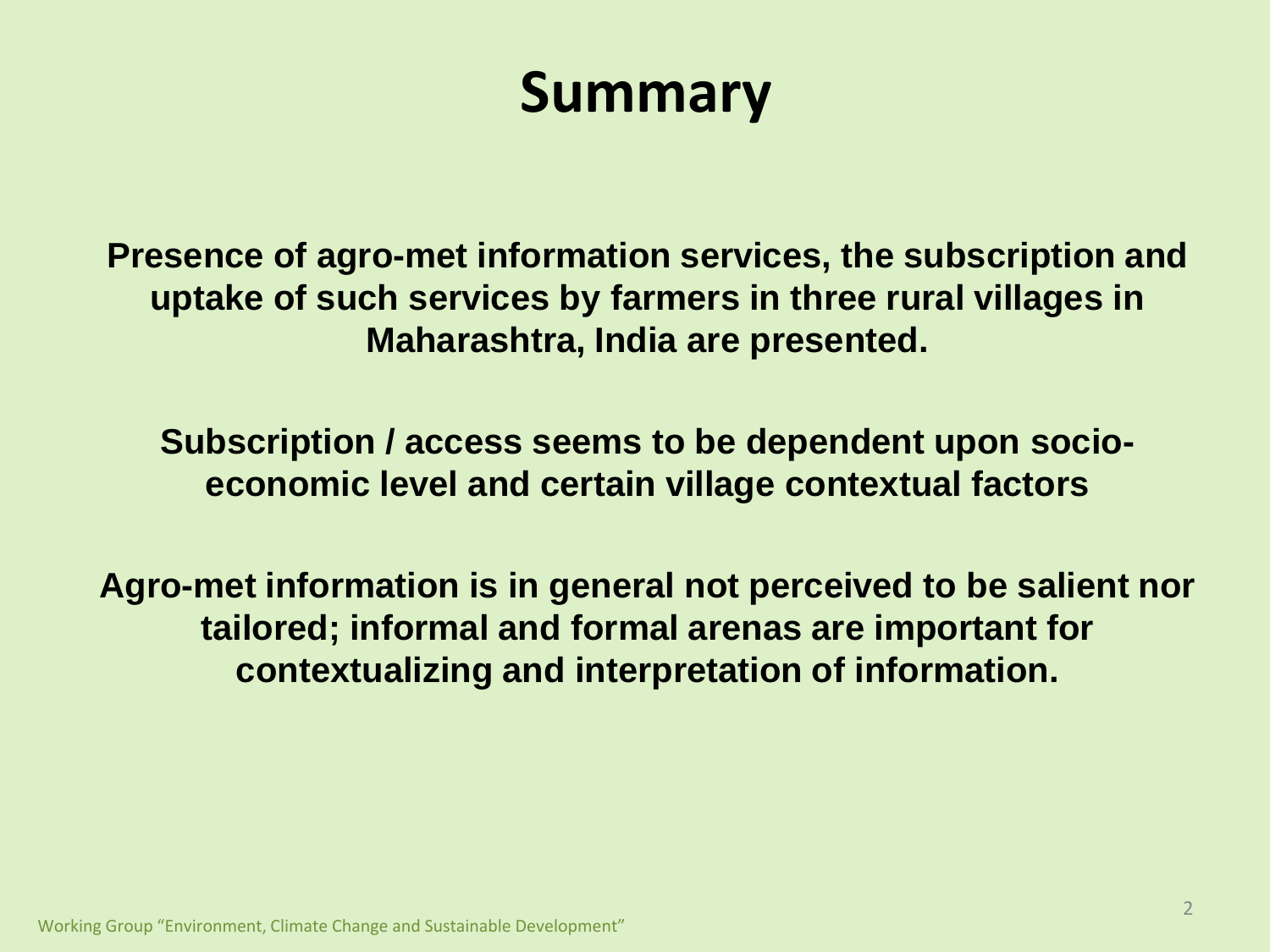# Summary

**Presence of agro-met information services, the subscription and uptake of such services by farmers in three rural villages in Maharashtra, India are presented.**

**Subscription / access seems to be dependent upon socio-economic level and certain village contextual factors**

**Agro-met information is in general not perceived to be salient nor tailored; informal and formal arenas are important for contextualizing and interpretation of information.**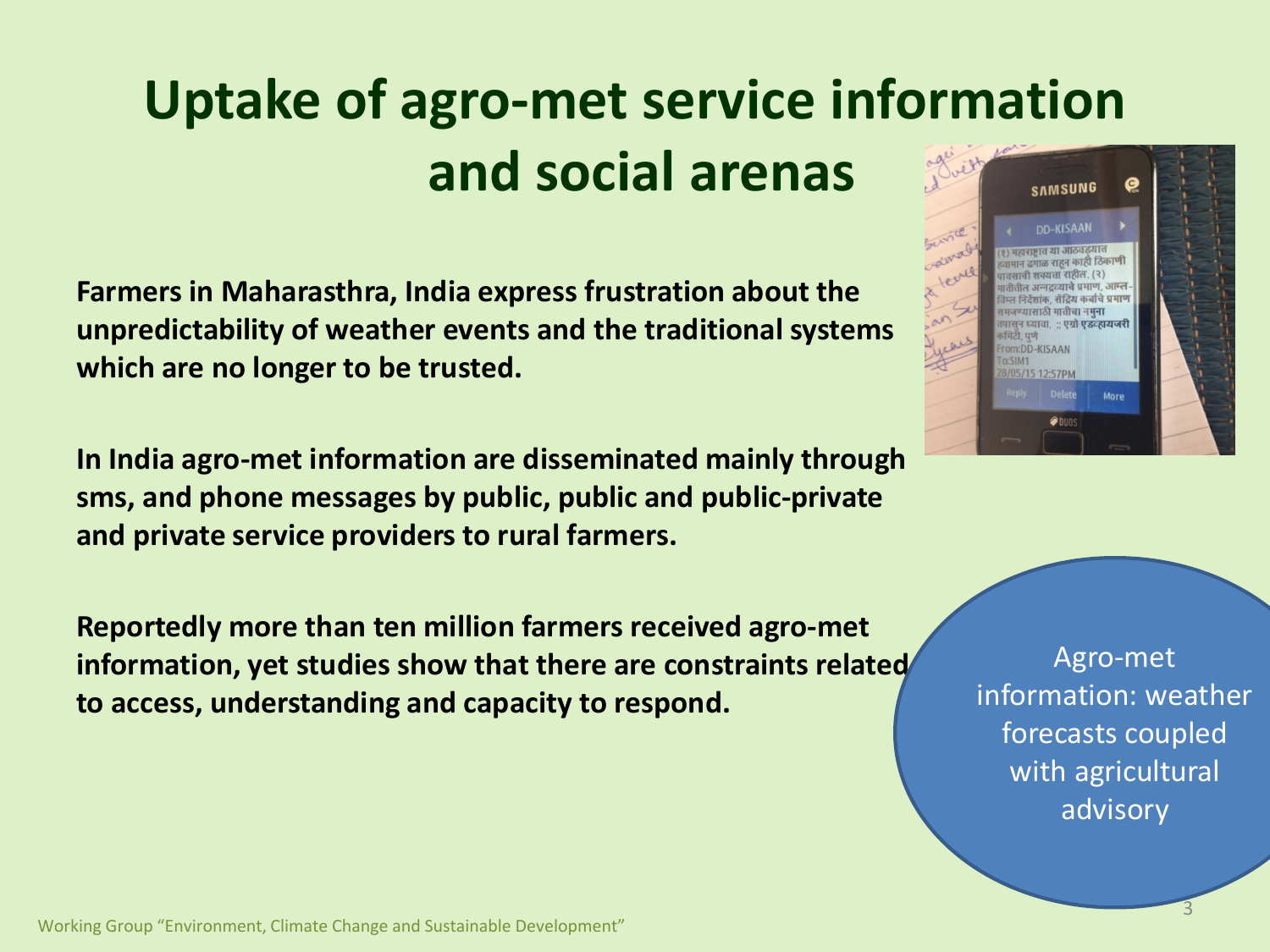# Uptake of agro-met service information and social arenas

**Farmers in Maharasthra, India express frustration about the unpredictability of weather events and the traditional systems which are no longer to be trusted.**

**In India agro-met information are disseminated mainly through sms, and phone messages by public, public and public-private and private service providers to rural farmers.**

**Reportedly more than ten million farmers received agro-met information, yet studies show that there are constraints related to access, understanding and capacity to respond.**

Agro-met information: weather forecasts coupled with agricultural advisory

Working Group "Environment, Climate Change and Sustainable Development"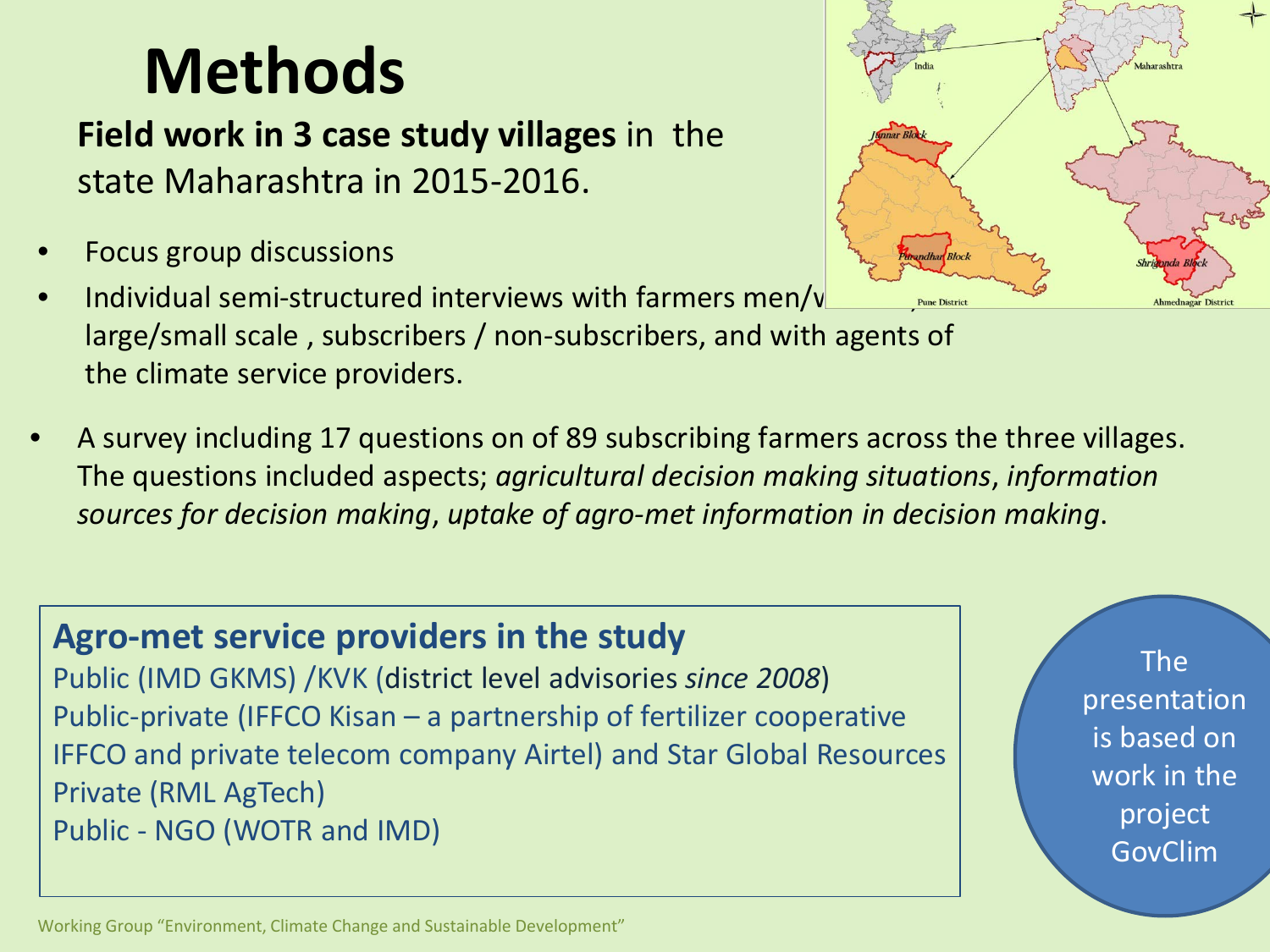# Methods

**Field work in 3 case study villages** in the state Maharashtra in 2015-2016.

- Focus group discussions
- Individual semi-structured interviews with farmers men/w large/small scale , subscribers / non-subscribers, and with agents of the climate service providers.
- A survey including 17 questions on of 89 subscribing farmers across the three villages. The questions included aspects; *agricultural decision making situations*, *information sources for decision making*, *uptake of agro-met information in decision making*.

## Agro-met service providers in the study

Public (IMD GKMS) /KVK (district level advisories *since 2008*)
Public-private (IFFCO Kisan – a partnership of fertilizer cooperative IFFCO and private telecom company Airtel) and Star Global Resources
Private (RML AgTech)
Public - NGO (WOTR and IMD)

The presentation is based on work in the project GovClim

Working Group "Environment, Climate Change and Sustainable Development"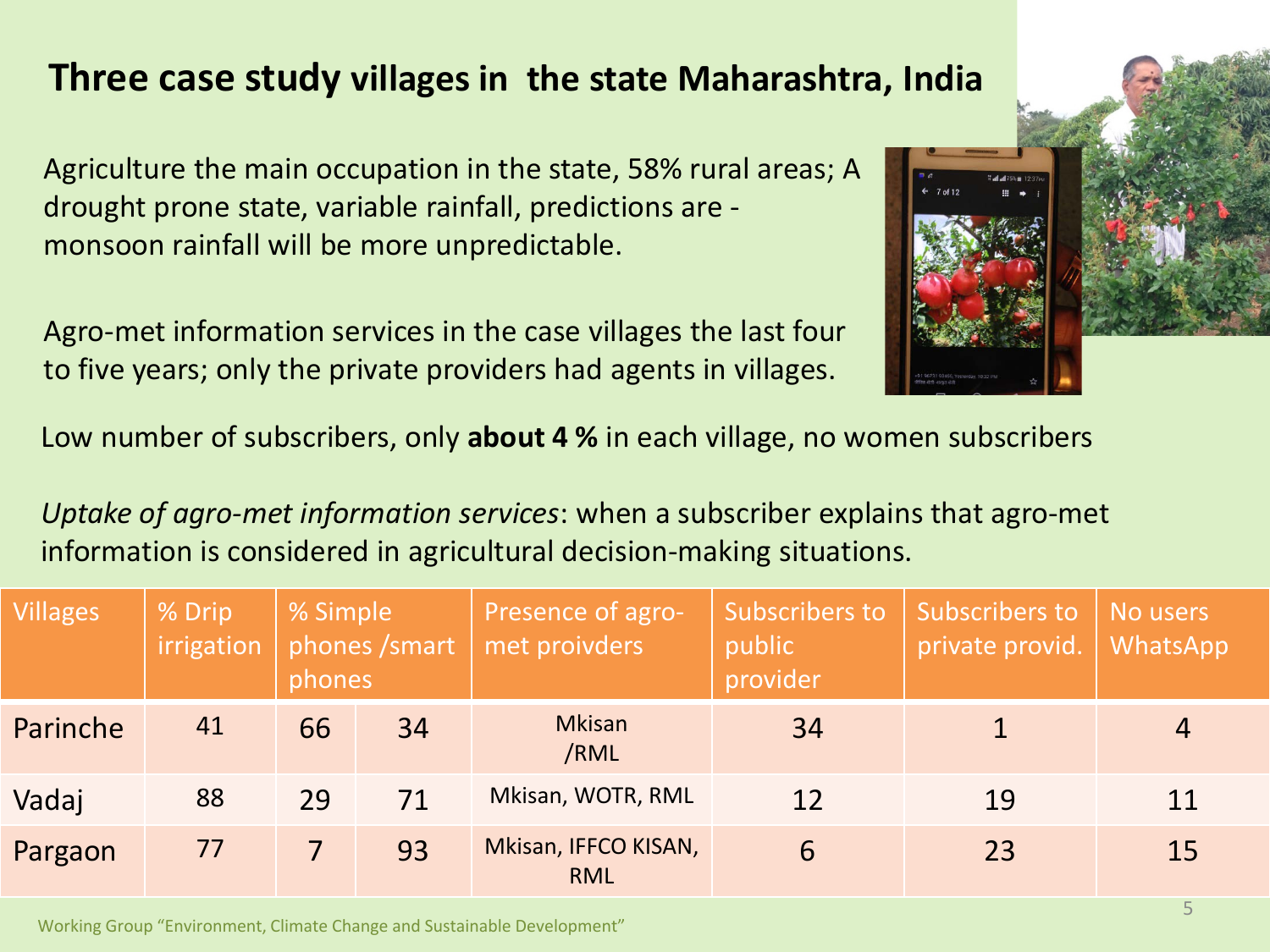# Three case study villages in the state Maharashtra, India

Agriculture the main occupation in the state, 58% rural areas; A drought prone state, variable rainfall, predictions are - monsoon rainfall will be more unpredictable.

Agro-met information services in the case villages the last four to five years; only the private providers had agents in villages.

Low number of subscribers, only **about 4 %** in each village, no women subscribers

*Uptake of agro-met information services*: when a subscriber explains that agro-met information is considered in agricultural decision-making situations.

| Villages | % Drip irrigation | % Simple phones /smart phones | | Presence of agro-met proivders | Subscribers to public provider | Subscribers to private provid. | No users WhatsApp |
|---|---|---|---|---|---|---|---|
| Parinche | 41 | 66 | 34 | Mkisan /RML | 34 | 1 | 4 |
| Vadaj | 88 | 29 | 71 | Mkisan, WOTR, RML | 12 | 19 | 11 |
| Pargaon | 77 | 7 | 93 | Mkisan, IFFCO KISAN, RML | 6 | 23 | 15 |

Working Group "Environment, Climate Change and Sustainable Development"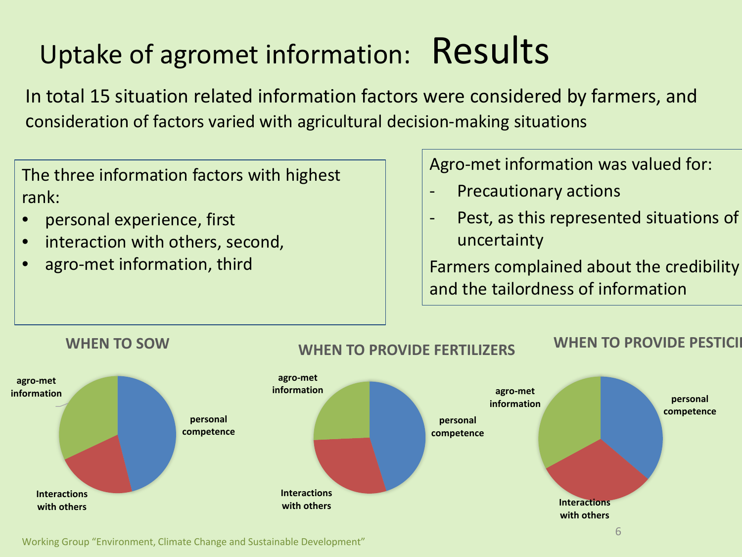# Uptake of agromet information: Results

In total 15 situation related information factors were considered by farmers, and consideration of factors varied with agricultural decision-making situations

The three information factors with highest rank:

- personal experience, first
- interaction with others, second,
- agro-met information, third

Agro-met information was valued for:

- Precautionary actions
- Pest, as this represented situations of uncertainty

Farmers complained about the credibility and the tailordness of information

**WHEN TO SOW**

agro-met information

personal competence

Interactions with others

**WHEN TO PROVIDE FERTILIZERS**

agro-met information

personal competence

Interactions with others

**WHEN TO PROVIDE PESTICI**

agro-met information

personal competence

Interactions with others

Working Group "Environment, Climate Change and Sustainable Development"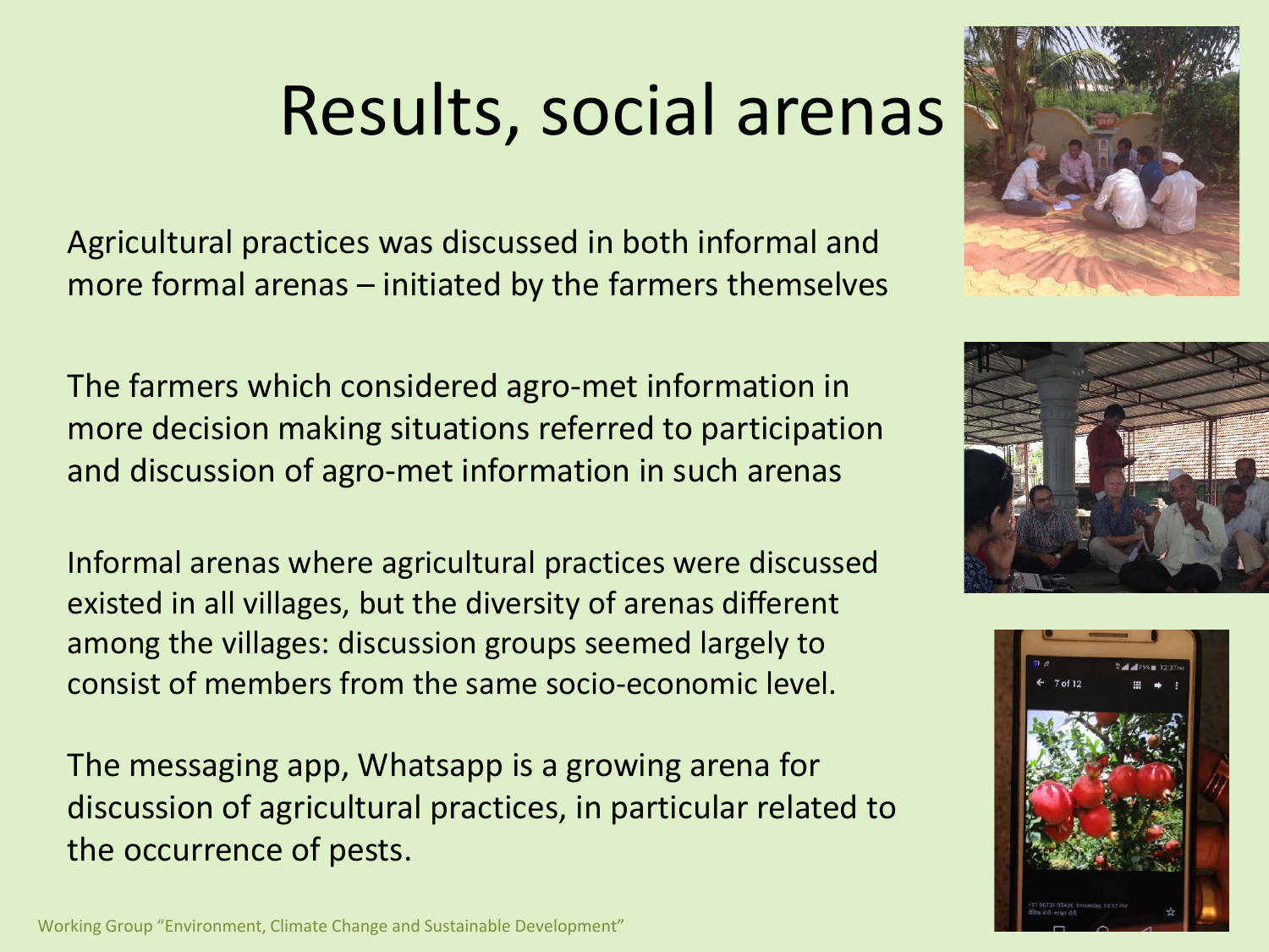# Results, social arenas

Agricultural practices was discussed in both informal and more formal arenas – initiated by the farmers themselves

The farmers which considered agro-met information in more decision making situations referred to participation and discussion of agro-met information in such arenas

Informal arenas where agricultural practices were discussed existed in all villages, but the diversity of arenas different among the villages: discussion groups seemed largely to consist of members from the same socio-economic level.

The messaging app, Whatsapp is a growing arena for discussion of agricultural practices, in particular related to the occurrence of pests.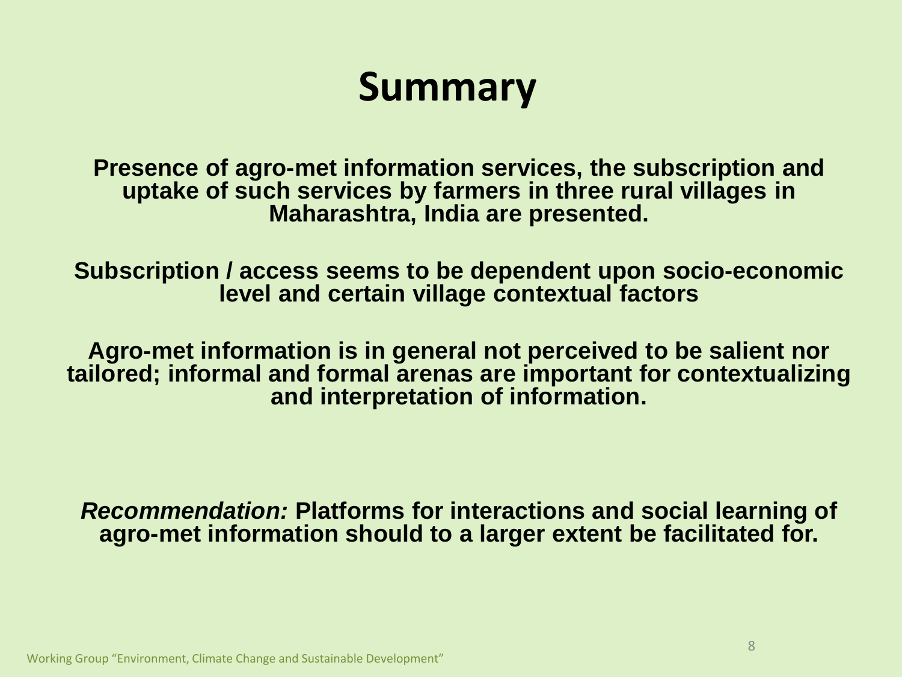# Summary

**Presence of agro-met information services, the subscription and uptake of such services by farmers in three rural villages in Maharashtra, India are presented.**

**Subscription / access seems to be dependent upon socio-economic level and certain village contextual factors**

**Agro-met information is in general not perceived to be salient nor tailored; informal and formal arenas are important for contextualizing and interpretation of information.**

***Recommendation:*** **Platforms for interactions and social learning of agro-met information should to a larger extent be facilitated for.**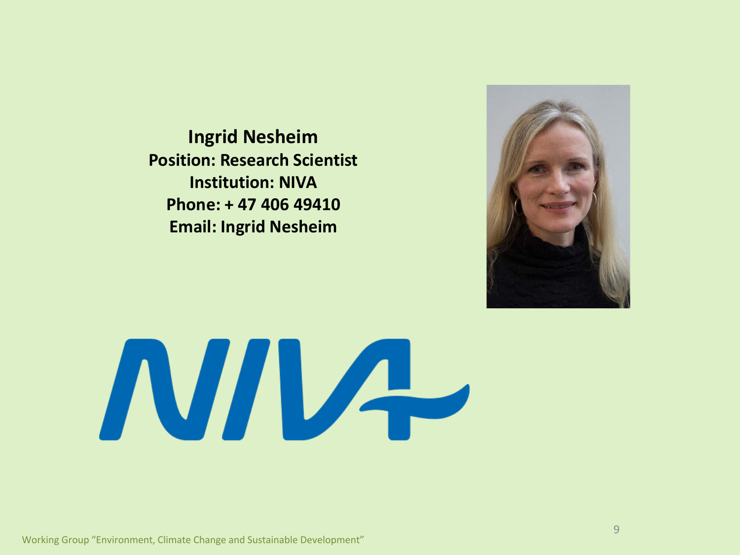**Ingrid Nesheim**
**Position: Research Scientist**
**Institution: NIVA**
**Phone: + 47 406 49410**
**Email: Ingrid Nesheim**

Working Group "Environment, Climate Change and Sustainable Development"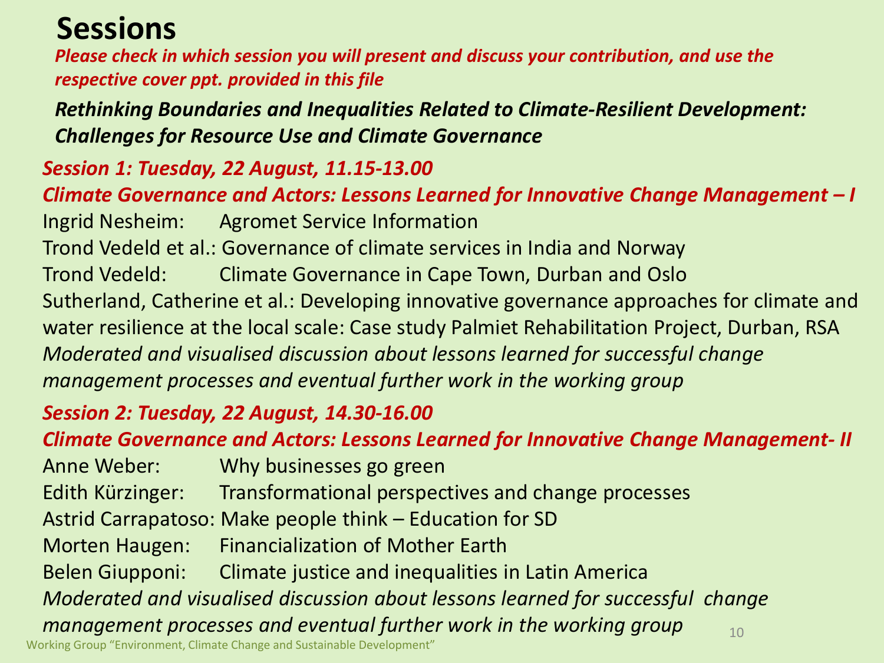# Sessions

***Please check in which session you will present and discuss your contribution, and use the respective cover ppt. provided in this file***

***Rethinking Boundaries and Inequalities Related to Climate-Resilient Development: Challenges for Resource Use and Climate Governance***

## *Session 1: Tuesday, 22 August, 11.15-13.00*

### *Climate Governance and Actors: Lessons Learned for Innovative Change Management – I*

Ingrid Nesheim: Agromet Service Information

Trond Vedeld et al.: Governance of climate services in India and Norway

Trond Vedeld: Climate Governance in Cape Town, Durban and Oslo

Sutherland, Catherine et al.: Developing innovative governance approaches for climate and water resilience at the local scale: Case study Palmiet Rehabilitation Project, Durban, RSA

*Moderated and visualised discussion about lessons learned for successful change management processes and eventual further work in the working group*

## *Session 2: Tuesday, 22 August, 14.30-16.00*

### *Climate Governance and Actors: Lessons Learned for Innovative Change Management- II*

Anne Weber: Why businesses go green

Edith Kürzinger: Transformational perspectives and change processes

Astrid Carrapatoso: Make people think – Education for SD

Morten Haugen: Financialization of Mother Earth

Belen Giupponi: Climate justice and inequalities in Latin America

*Moderated and visualised discussion about lessons learned for successful change management processes and eventual further work in the working group*